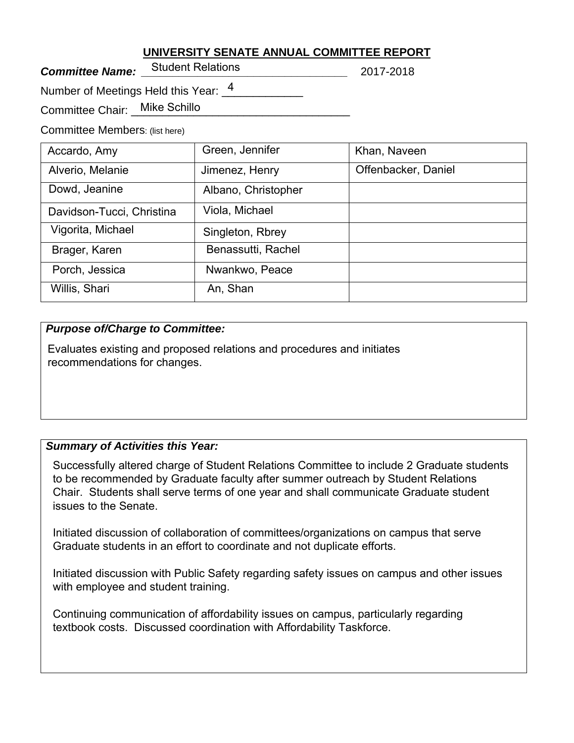# UNIVERSITY SENATE ANNUAL COMMITTEE REPORT

***Committee Name:*** Student Relations 2017-2018

Number of Meetings Held this Year: 4

Committee Chair: Mike Schillo

Committee Members: (list here)

| | | |
|---|---|---|
| Accardo, Amy | Green, Jennifer | Khan, Naveen |
| Alverio, Melanie | Jimenez, Henry | Offenbacker, Daniel |
| Dowd, Jeanine | Albano, Christopher | |
| Davidson-Tucci, Christina | Viola, Michael | |
| Vigorita, Michael | Singleton, Rbrey | |
| Brager, Karen | Benassutti, Rachel | |
| Porch, Jessica | Nwankwo, Peace | |
| Willis, Shari | An, Shan | |

***Purpose of/Charge to Committee:***

Evaluates existing and proposed relations and procedures and initiates recommendations for changes.

***Summary of Activities this Year:***

Successfully altered charge of Student Relations Committee to include 2 Graduate students to be recommended by Graduate faculty after summer outreach by Student Relations Chair. Students shall serve terms of one year and shall communicate Graduate student issues to the Senate.

Initiated discussion of collaboration of committees/organizations on campus that serve Graduate students in an effort to coordinate and not duplicate efforts.

Initiated discussion with Public Safety regarding safety issues on campus and other issues with employee and student training.

Continuing communication of affordability issues on campus, particularly regarding textbook costs. Discussed coordination with Affordability Taskforce.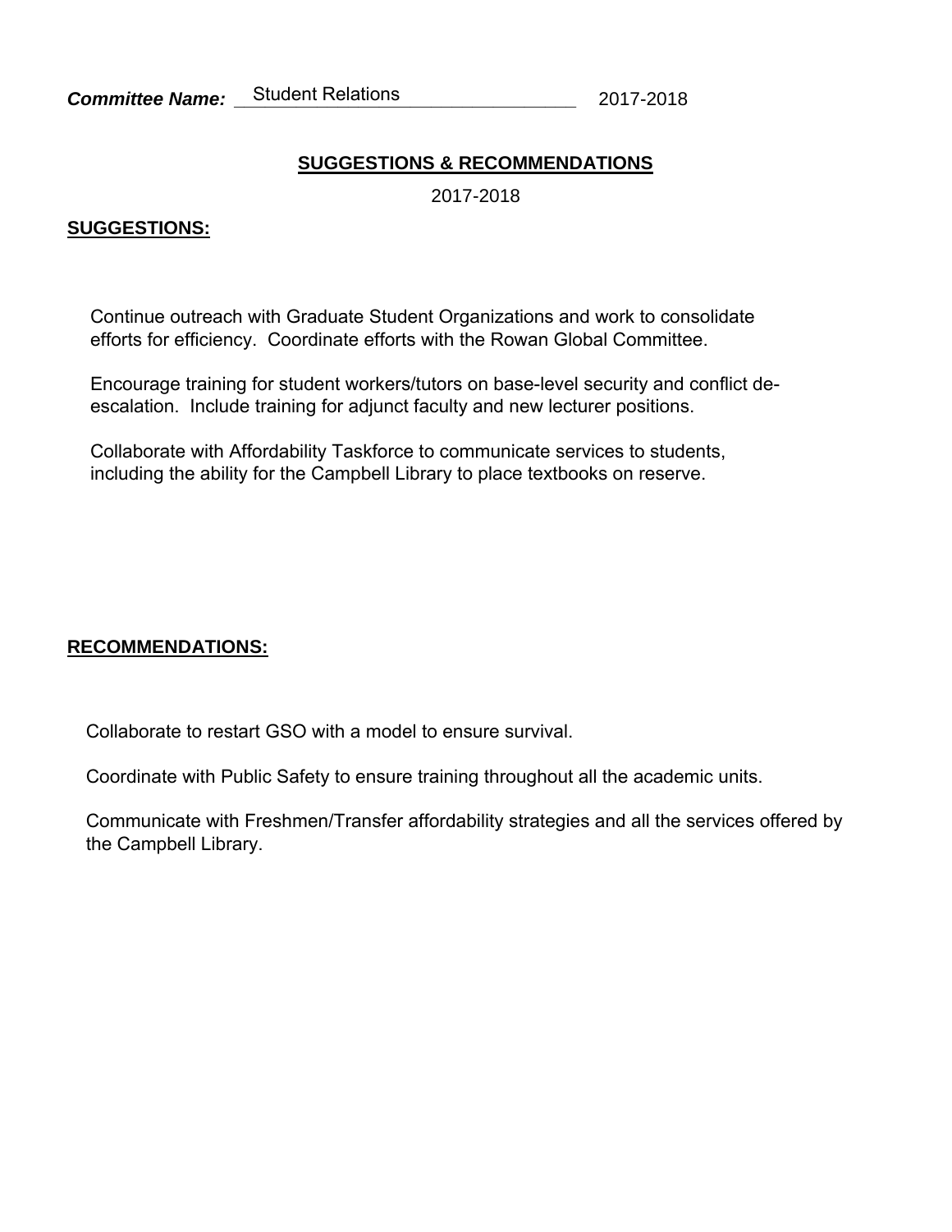***Committee Name:*** Student Relations 2017-2018

## SUGGESTIONS & RECOMMENDATIONS

2017-2018

### SUGGESTIONS:

Continue outreach with Graduate Student Organizations and work to consolidate efforts for efficiency. Coordinate efforts with the Rowan Global Committee.

Encourage training for student workers/tutors on base-level security and conflict de-escalation. Include training for adjunct faculty and new lecturer positions.

Collaborate with Affordability Taskforce to communicate services to students, including the ability for the Campbell Library to place textbooks on reserve.

### RECOMMENDATIONS:

Collaborate to restart GSO with a model to ensure survival.

Coordinate with Public Safety to ensure training throughout all the academic units.

Communicate with Freshmen/Transfer affordability strategies and all the services offered by the Campbell Library.